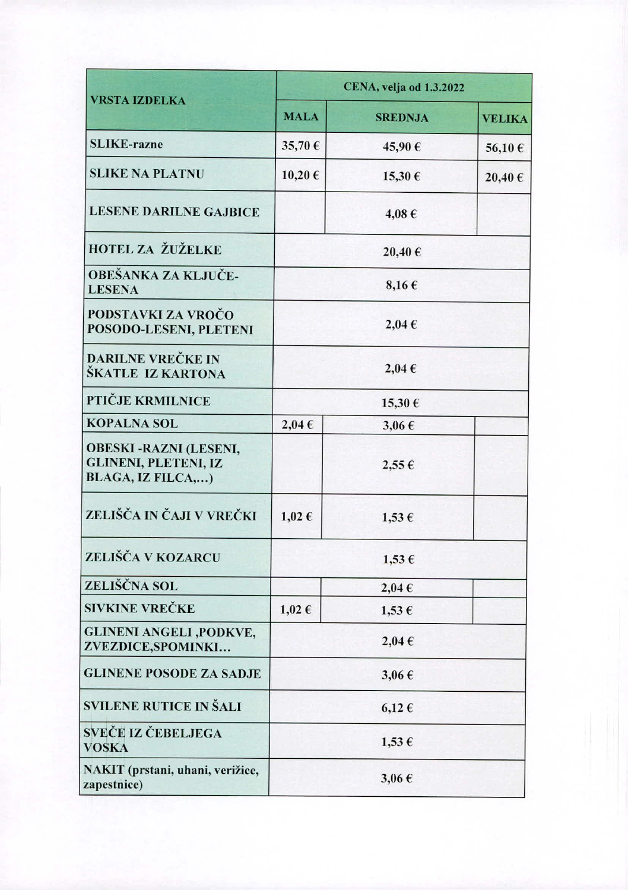| VRSTA IZDELKA | CENA, velja od 1.3.2022 | | |
|---|---|---|---|
| | MALA | SREDNJA | VELIKA |
| SLIKE-razne | 35,70 € | 45,90 € | 56,10 € |
| SLIKE NA PLATNU | 10,20 € | 15,30 € | 20,40 € |
| LESENE DARILNE GAJBICE | | 4,08 € | |
| HOTEL ZA ŽUŽELKE | | 20,40 € | |
| OBEŠANKA ZA KLJUČE-LESENA | | 8,16 € | |
| PODSTAVKI ZA VROČO POSODO-LESENI, PLETENI | | 2,04 € | |
| DARILNE VREČKE IN ŠKATLE IZ KARTONA | | 2,04 € | |
| PTIČJE KRMILNICE | | 15,30 € | |
| KOPALNA SOL | 2,04 € | 3,06 € | |
| OBESKI -RAZNI (LESENI, GLINENI, PLETENI, IZ BLAGA, IZ FILCA,...) | | 2,55 € | |
| ZELIŠČA IN ČAJI V VREČKI | 1,02 € | 1,53 € | |
| ZELIŠČA V KOZARCU | | 1,53 € | |
| ZELIŠČNA SOL | | 2,04 € | |
| SIVKINE VREČKE | 1,02 € | 1,53 € | |
| GLINENI ANGELI ,PODKVE, ZVEZDICE,SPOMINKI... | | 2,04 € | |
| GLINENE POSODE ZA SADJE | | 3,06 € | |
| SVILENE RUTICE IN ŠALI | | 6,12 € | |
| SVEČE IZ ČEBELJEGA VOSKA | | 1,53 € | |
| NAKIT (prstani, uhani, verižice, zapestnice) | | 3,06 € | |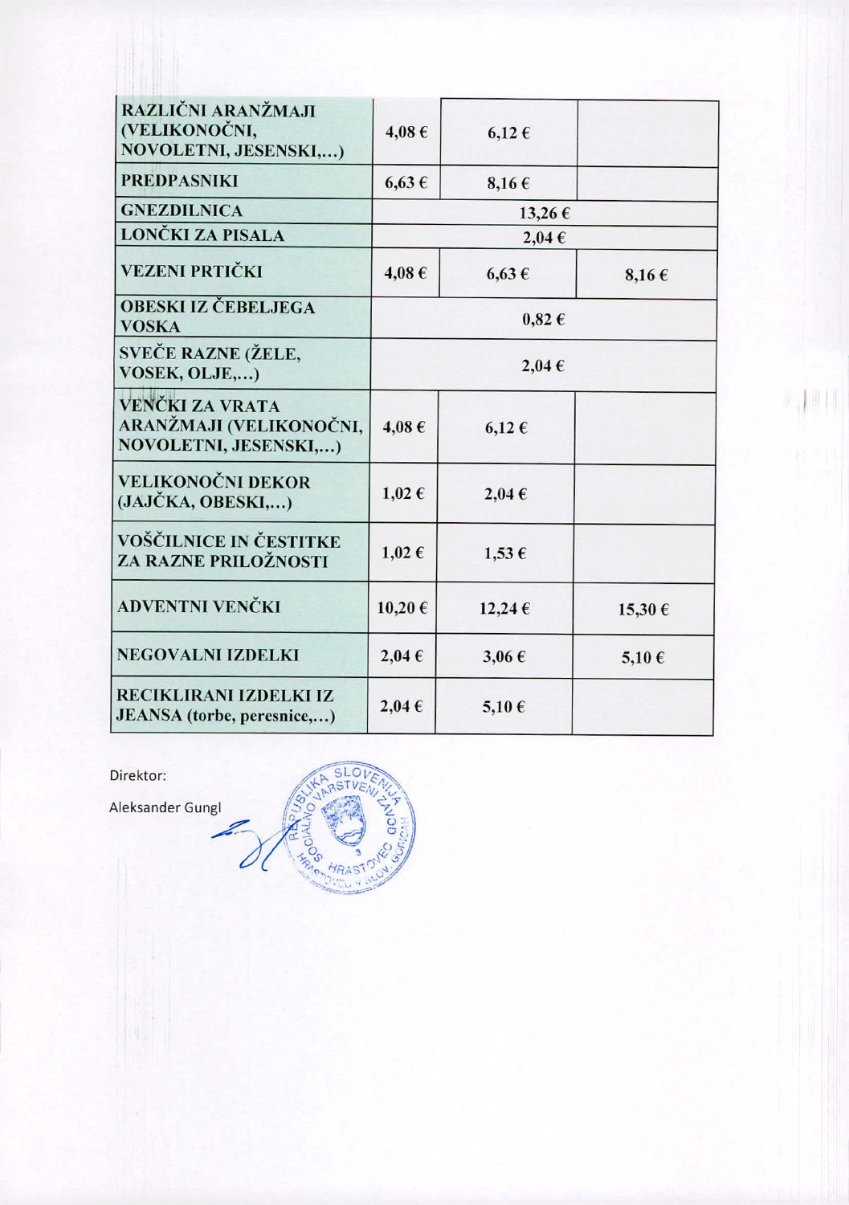| | | | |
|---|---|---|---|
| **RAZLIČNI ARANŽMAJI (VELIKONOČNI, NOVOLETNI, JESENSKI,...)** | **4,08 €** | **6,12 €** | |
| **PREDPASNIKI** | **6,63 €** | **8,16 €** | |
| **GNEZDILNICA** | **13,26 €** | | |
| **LONČKI ZA PISALA** | **2,04 €** | | |
| **VEZENI PRTIČKI** | **4,08 €** | **6,63 €** | **8,16 €** |
| **OBESKI IZ ČEBELJEGA VOSKA** | **0,82 €** | | |
| **SVEČE RAZNE (ŽELE, VOSEK, OLJE,...)** | **2,04 €** | | |
| **VENČKI ZA VRATA ARANŽMAJI (VELIKONOČNI, NOVOLETNI, JESENSKI,...)** | **4,08 €** | **6,12 €** | |
| **VELIKONOČNI DEKOR (JAJČKA, OBESKI,...)** | **1,02 €** | **2,04 €** | |
| **VOŠČILNICE IN ČESTITKE ZA RAZNE PRILOŽNOSTI** | **1,02 €** | **1,53 €** | |
| **ADVENTNI VENČKI** | **10,20 €** | **12,24 €** | **15,30 €** |
| **NEGOVALNI IZDELKI** | **2,04 €** | **3,06 €** | **5,10 €** |
| **RECIKLIRANI IZDELKI IZ JEANSA (torbe, peresnice,...)** | **2,04 €** | **5,10 €** | |

Direktor:

Aleksander Gungl

REPUBLIKA SLOVENIJA SOCIALNO VARSTVENI ZAVOD HRASTOVEC